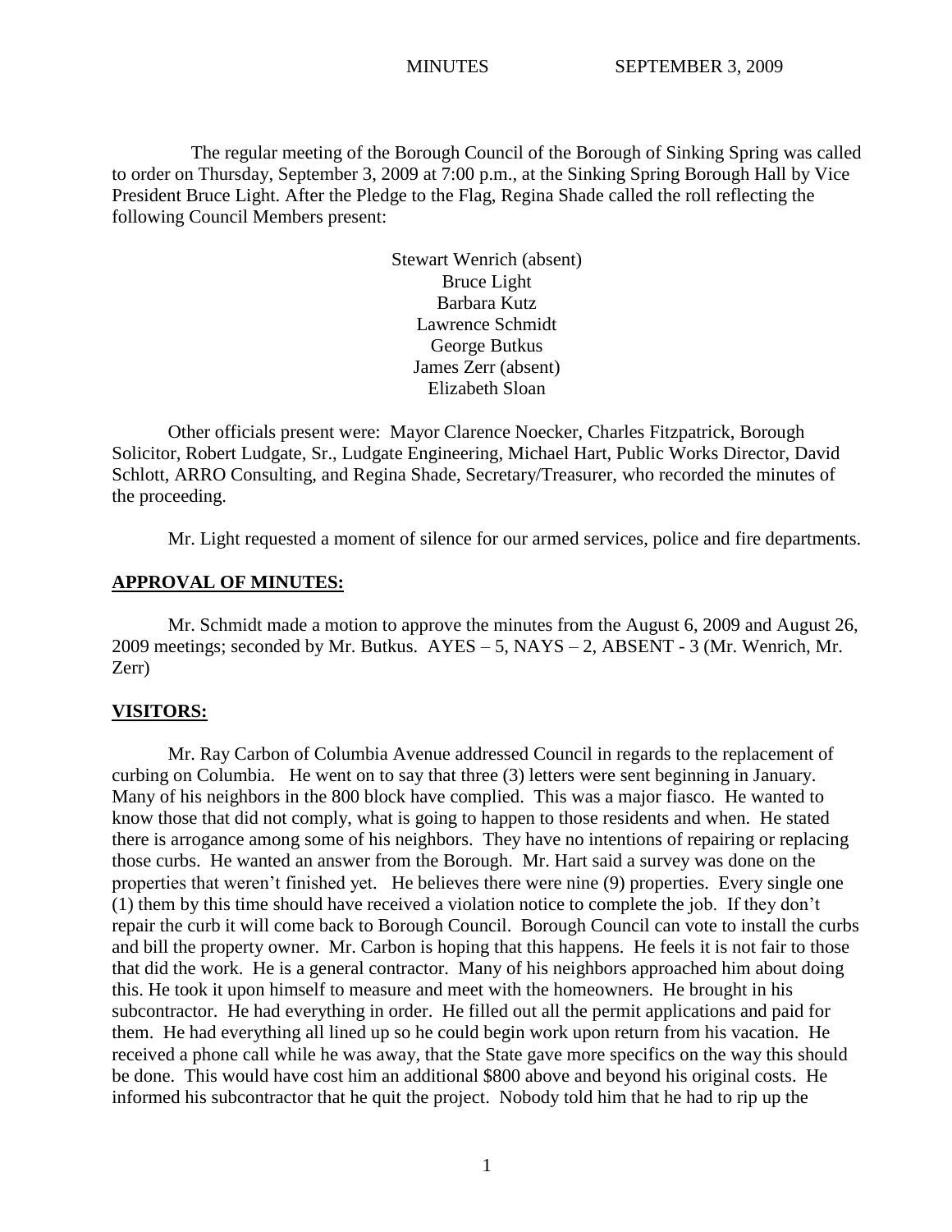MINUTES SEPTEMBER 3, 2009

The regular meeting of the Borough Council of the Borough of Sinking Spring was called to order on Thursday, September 3, 2009 at 7:00 p.m., at the Sinking Spring Borough Hall by Vice President Bruce Light. After the Pledge to the Flag, Regina Shade called the roll reflecting the following Council Members present:

Stewart Wenrich (absent)  
Bruce Light  
Barbara Kutz  
Lawrence Schmidt  
George Butkus  
James Zerr (absent)  
Elizabeth Sloan

Other officials present were: Mayor Clarence Noecker, Charles Fitzpatrick, Borough Solicitor, Robert Ludgate, Sr., Ludgate Engineering, Michael Hart, Public Works Director, David Schlott, ARRO Consulting, and Regina Shade, Secretary/Treasurer, who recorded the minutes of the proceeding.

Mr. Light requested a moment of silence for our armed services, police and fire departments.

## APPROVAL OF MINUTES:

Mr. Schmidt made a motion to approve the minutes from the August 6, 2009 and August 26, 2009 meetings; seconded by Mr. Butkus. AYES – 5, NAYS – 2, ABSENT - 3 (Mr. Wenrich, Mr. Zerr)

## VISITORS:

Mr. Ray Carbon of Columbia Avenue addressed Council in regards to the replacement of curbing on Columbia. He went on to say that three (3) letters were sent beginning in January. Many of his neighbors in the 800 block have complied. This was a major fiasco. He wanted to know those that did not comply, what is going to happen to those residents and when. He stated there is arrogance among some of his neighbors. They have no intentions of repairing or replacing those curbs. He wanted an answer from the Borough. Mr. Hart said a survey was done on the properties that weren't finished yet. He believes there were nine (9) properties. Every single one (1) them by this time should have received a violation notice to complete the job. If they don't repair the curb it will come back to Borough Council. Borough Council can vote to install the curbs and bill the property owner. Mr. Carbon is hoping that this happens. He feels it is not fair to those that did the work. He is a general contractor. Many of his neighbors approached him about doing this. He took it upon himself to measure and meet with the homeowners. He brought in his subcontractor. He had everything in order. He filled out all the permit applications and paid for them. He had everything all lined up so he could begin work upon return from his vacation. He received a phone call while he was away, that the State gave more specifics on the way this should be done. This would have cost him an additional $800 above and beyond his original costs. He informed his subcontractor that he quit the project. Nobody told him that he had to rip up the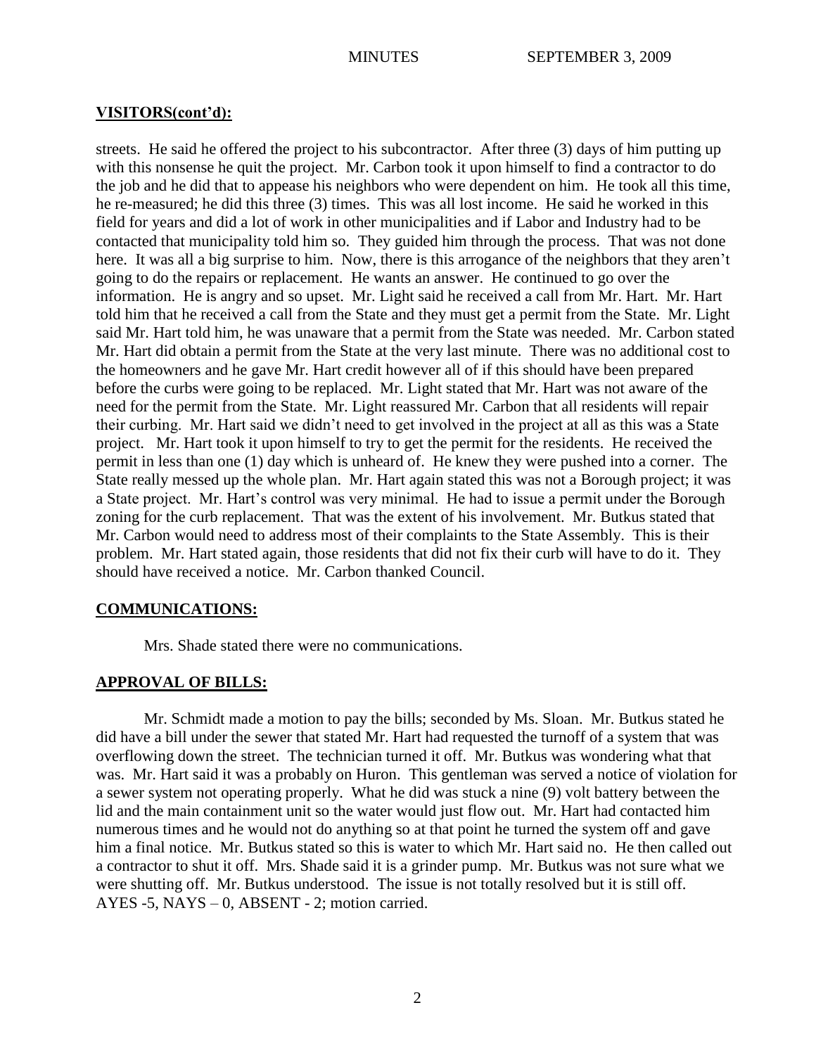## VISITORS(cont'd):

streets. He said he offered the project to his subcontractor. After three (3) days of him putting up with this nonsense he quit the project. Mr. Carbon took it upon himself to find a contractor to do the job and he did that to appease his neighbors who were dependent on him. He took all this time, he re-measured; he did this three (3) times. This was all lost income. He said he worked in this field for years and did a lot of work in other municipalities and if Labor and Industry had to be contacted that municipality told him so. They guided him through the process. That was not done here. It was all a big surprise to him. Now, there is this arrogance of the neighbors that they aren't going to do the repairs or replacement. He wants an answer. He continued to go over the information. He is angry and so upset. Mr. Light said he received a call from Mr. Hart. Mr. Hart told him that he received a call from the State and they must get a permit from the State. Mr. Light said Mr. Hart told him, he was unaware that a permit from the State was needed. Mr. Carbon stated Mr. Hart did obtain a permit from the State at the very last minute. There was no additional cost to the homeowners and he gave Mr. Hart credit however all of if this should have been prepared before the curbs were going to be replaced. Mr. Light stated that Mr. Hart was not aware of the need for the permit from the State. Mr. Light reassured Mr. Carbon that all residents will repair their curbing. Mr. Hart said we didn't need to get involved in the project at all as this was a State project. Mr. Hart took it upon himself to try to get the permit for the residents. He received the permit in less than one (1) day which is unheard of. He knew they were pushed into a corner. The State really messed up the whole plan. Mr. Hart again stated this was not a Borough project; it was a State project. Mr. Hart's control was very minimal. He had to issue a permit under the Borough zoning for the curb replacement. That was the extent of his involvement. Mr. Butkus stated that Mr. Carbon would need to address most of their complaints to the State Assembly. This is their problem. Mr. Hart stated again, those residents that did not fix their curb will have to do it. They should have received a notice. Mr. Carbon thanked Council.

## COMMUNICATIONS:

Mrs. Shade stated there were no communications.

## APPROVAL OF BILLS:

Mr. Schmidt made a motion to pay the bills; seconded by Ms. Sloan. Mr. Butkus stated he did have a bill under the sewer that stated Mr. Hart had requested the turnoff of a system that was overflowing down the street. The technician turned it off. Mr. Butkus was wondering what that was. Mr. Hart said it was a probably on Huron. This gentleman was served a notice of violation for a sewer system not operating properly. What he did was stuck a nine (9) volt battery between the lid and the main containment unit so the water would just flow out. Mr. Hart had contacted him numerous times and he would not do anything so at that point he turned the system off and gave him a final notice. Mr. Butkus stated so this is water to which Mr. Hart said no. He then called out a contractor to shut it off. Mrs. Shade said it is a grinder pump. Mr. Butkus was not sure what we were shutting off. Mr. Butkus understood. The issue is not totally resolved but it is still off. AYES -5, NAYS – 0, ABSENT - 2; motion carried.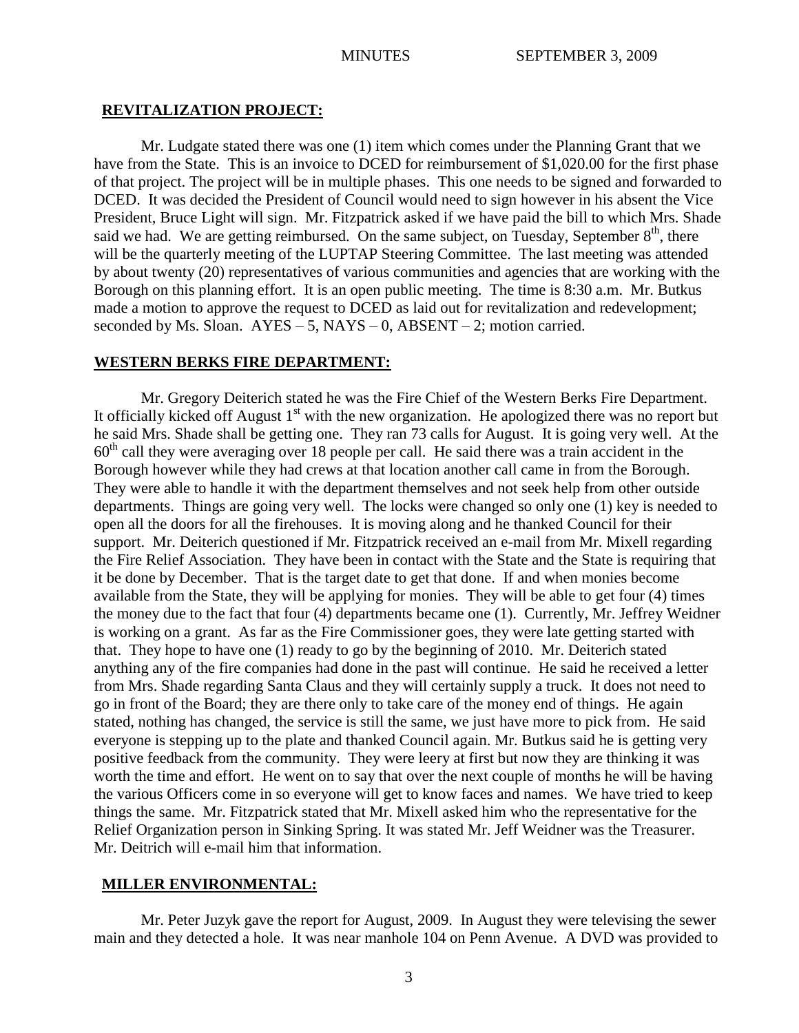## REVITALIZATION PROJECT:

Mr. Ludgate stated there was one (1) item which comes under the Planning Grant that we have from the State. This is an invoice to DCED for reimbursement of $1,020.00 for the first phase of that project. The project will be in multiple phases. This one needs to be signed and forwarded to DCED. It was decided the President of Council would need to sign however in his absent the Vice President, Bruce Light will sign. Mr. Fitzpatrick asked if we have paid the bill to which Mrs. Shade said we had. We are getting reimbursed. On the same subject, on Tuesday, September 8th, there will be the quarterly meeting of the LUPTAP Steering Committee. The last meeting was attended by about twenty (20) representatives of various communities and agencies that are working with the Borough on this planning effort. It is an open public meeting. The time is 8:30 a.m. Mr. Butkus made a motion to approve the request to DCED as laid out for revitalization and redevelopment; seconded by Ms. Sloan. AYES – 5, NAYS – 0, ABSENT – 2; motion carried.

## WESTERN BERKS FIRE DEPARTMENT:

Mr. Gregory Deiterich stated he was the Fire Chief of the Western Berks Fire Department. It officially kicked off August 1st with the new organization. He apologized there was no report but he said Mrs. Shade shall be getting one. They ran 73 calls for August. It is going very well. At the 60th call they were averaging over 18 people per call. He said there was a train accident in the Borough however while they had crews at that location another call came in from the Borough. They were able to handle it with the department themselves and not seek help from other outside departments. Things are going very well. The locks were changed so only one (1) key is needed to open all the doors for all the firehouses. It is moving along and he thanked Council for their support. Mr. Deiterich questioned if Mr. Fitzpatrick received an e-mail from Mr. Mixell regarding the Fire Relief Association. They have been in contact with the State and the State is requiring that it be done by December. That is the target date to get that done. If and when monies become available from the State, they will be applying for monies. They will be able to get four (4) times the money due to the fact that four (4) departments became one (1). Currently, Mr. Jeffrey Weidner is working on a grant. As far as the Fire Commissioner goes, they were late getting started with that. They hope to have one (1) ready to go by the beginning of 2010. Mr. Deiterich stated anything any of the fire companies had done in the past will continue. He said he received a letter from Mrs. Shade regarding Santa Claus and they will certainly supply a truck. It does not need to go in front of the Board; they are there only to take care of the money end of things. He again stated, nothing has changed, the service is still the same, we just have more to pick from. He said everyone is stepping up to the plate and thanked Council again. Mr. Butkus said he is getting very positive feedback from the community. They were leery at first but now they are thinking it was worth the time and effort. He went on to say that over the next couple of months he will be having the various Officers come in so everyone will get to know faces and names. We have tried to keep things the same. Mr. Fitzpatrick stated that Mr. Mixell asked him who the representative for the Relief Organization person in Sinking Spring. It was stated Mr. Jeff Weidner was the Treasurer. Mr. Deitrich will e-mail him that information.

## MILLER ENVIRONMENTAL:

Mr. Peter Juzyk gave the report for August, 2009. In August they were televising the sewer main and they detected a hole. It was near manhole 104 on Penn Avenue. A DVD was provided to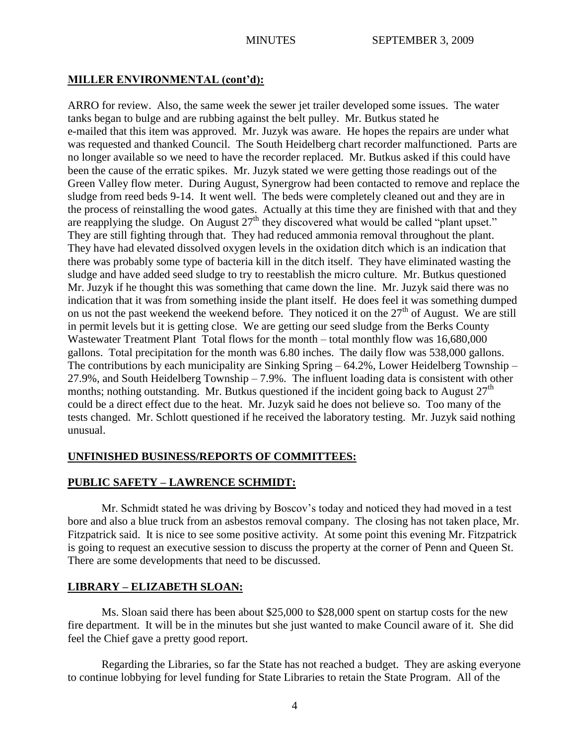## MILLER ENVIRONMENTAL (cont'd):

ARRO for review. Also, the same week the sewer jet trailer developed some issues. The water tanks began to bulge and are rubbing against the belt pulley. Mr. Butkus stated he e-mailed that this item was approved. Mr. Juzyk was aware. He hopes the repairs are under what was requested and thanked Council. The South Heidelberg chart recorder malfunctioned. Parts are no longer available so we need to have the recorder replaced. Mr. Butkus asked if this could have been the cause of the erratic spikes. Mr. Juzyk stated we were getting those readings out of the Green Valley flow meter. During August, Synergrow had been contacted to remove and replace the sludge from reed beds 9-14. It went well. The beds were completely cleaned out and they are in the process of reinstalling the wood gates. Actually at this time they are finished with that and they are reapplying the sludge. On August 27th they discovered what would be called "plant upset." They are still fighting through that. They had reduced ammonia removal throughout the plant. They have had elevated dissolved oxygen levels in the oxidation ditch which is an indication that there was probably some type of bacteria kill in the ditch itself. They have eliminated wasting the sludge and have added seed sludge to try to reestablish the micro culture. Mr. Butkus questioned Mr. Juzyk if he thought this was something that came down the line. Mr. Juzyk said there was no indication that it was from something inside the plant itself. He does feel it was something dumped on us not the past weekend the weekend before. They noticed it on the 27th of August. We are still in permit levels but it is getting close. We are getting our seed sludge from the Berks County Wastewater Treatment Plant Total flows for the month – total monthly flow was 16,680,000 gallons. Total precipitation for the month was 6.80 inches. The daily flow was 538,000 gallons. The contributions by each municipality are Sinking Spring – 64.2%, Lower Heidelberg Township – 27.9%, and South Heidelberg Township – 7.9%. The influent loading data is consistent with other months; nothing outstanding. Mr. Butkus questioned if the incident going back to August 27th could be a direct effect due to the heat. Mr. Juzyk said he does not believe so. Too many of the tests changed. Mr. Schlott questioned if he received the laboratory testing. Mr. Juzyk said nothing unusual.

## UNFINISHED BUSINESS/REPORTS OF COMMITTEES:

## PUBLIC SAFETY – LAWRENCE SCHMIDT:

Mr. Schmidt stated he was driving by Boscov's today and noticed they had moved in a test bore and also a blue truck from an asbestos removal company. The closing has not taken place, Mr. Fitzpatrick said. It is nice to see some positive activity. At some point this evening Mr. Fitzpatrick is going to request an executive session to discuss the property at the corner of Penn and Queen St. There are some developments that need to be discussed.

## LIBRARY – ELIZABETH SLOAN:

Ms. Sloan said there has been about $25,000 to $28,000 spent on startup costs for the new fire department. It will be in the minutes but she just wanted to make Council aware of it. She did feel the Chief gave a pretty good report.

Regarding the Libraries, so far the State has not reached a budget. They are asking everyone to continue lobbying for level funding for State Libraries to retain the State Program. All of the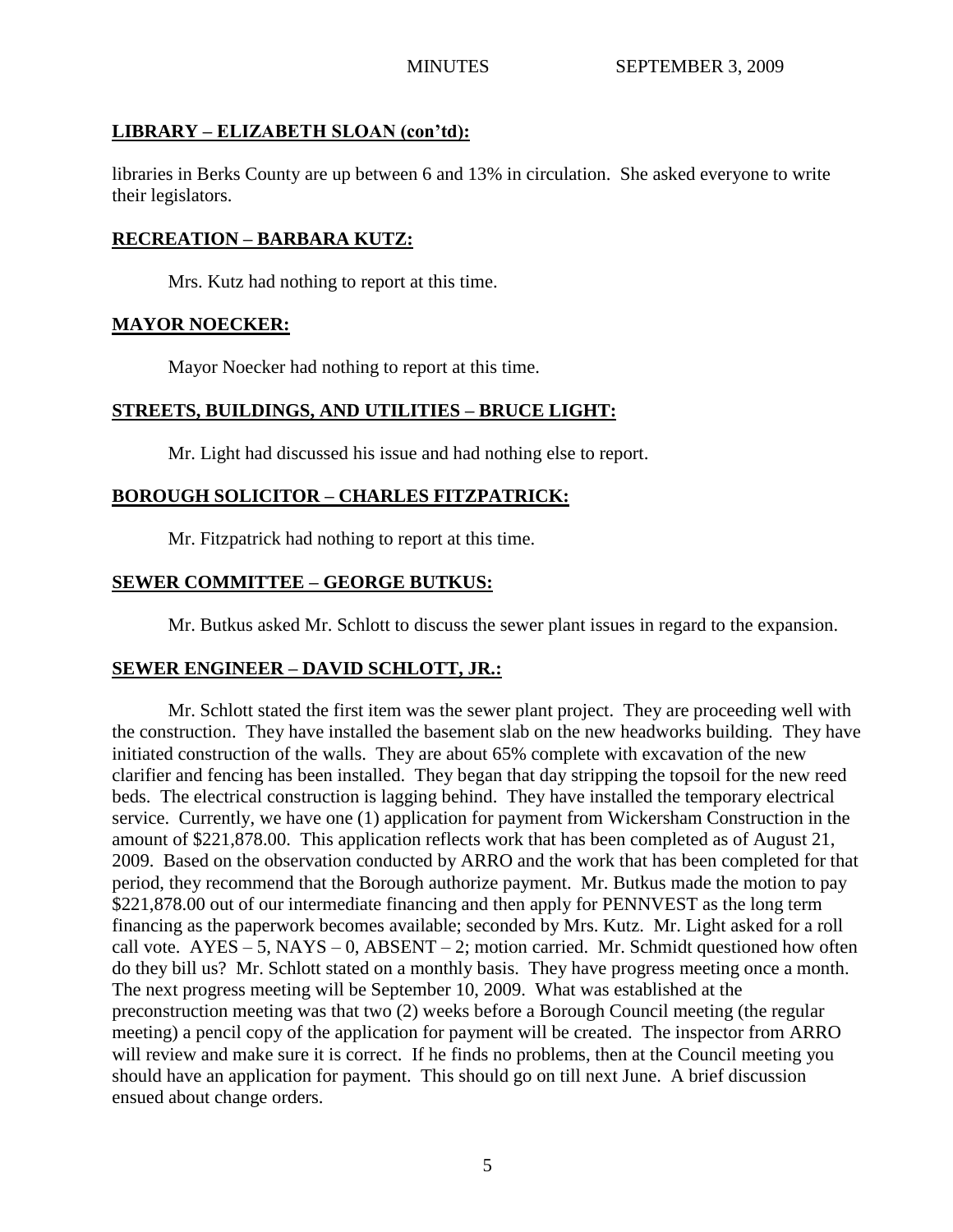## LIBRARY – ELIZABETH SLOAN (con'td):

libraries in Berks County are up between 6 and 13% in circulation. She asked everyone to write their legislators.

## RECREATION – BARBARA KUTZ:

Mrs. Kutz had nothing to report at this time.

## MAYOR NOECKER:

Mayor Noecker had nothing to report at this time.

## STREETS, BUILDINGS, AND UTILITIES – BRUCE LIGHT:

Mr. Light had discussed his issue and had nothing else to report.

## BOROUGH SOLICITOR – CHARLES FITZPATRICK:

Mr. Fitzpatrick had nothing to report at this time.

## SEWER COMMITTEE – GEORGE BUTKUS:

Mr. Butkus asked Mr. Schlott to discuss the sewer plant issues in regard to the expansion.

## SEWER ENGINEER – DAVID SCHLOTT, JR.:

Mr. Schlott stated the first item was the sewer plant project. They are proceeding well with the construction. They have installed the basement slab on the new headworks building. They have initiated construction of the walls. They are about 65% complete with excavation of the new clarifier and fencing has been installed. They began that day stripping the topsoil for the new reed beds. The electrical construction is lagging behind. They have installed the temporary electrical service. Currently, we have one (1) application for payment from Wickersham Construction in the amount of \$221,878.00. This application reflects work that has been completed as of August 21, 2009. Based on the observation conducted by ARRO and the work that has been completed for that period, they recommend that the Borough authorize payment. Mr. Butkus made the motion to pay \$221,878.00 out of our intermediate financing and then apply for PENNVEST as the long term financing as the paperwork becomes available; seconded by Mrs. Kutz. Mr. Light asked for a roll call vote. AYES – 5, NAYS – 0, ABSENT – 2; motion carried. Mr. Schmidt questioned how often do they bill us? Mr. Schlott stated on a monthly basis. They have progress meeting once a month. The next progress meeting will be September 10, 2009. What was established at the preconstruction meeting was that two (2) weeks before a Borough Council meeting (the regular meeting) a pencil copy of the application for payment will be created. The inspector from ARRO will review and make sure it is correct. If he finds no problems, then at the Council meeting you should have an application for payment. This should go on till next June. A brief discussion ensued about change orders.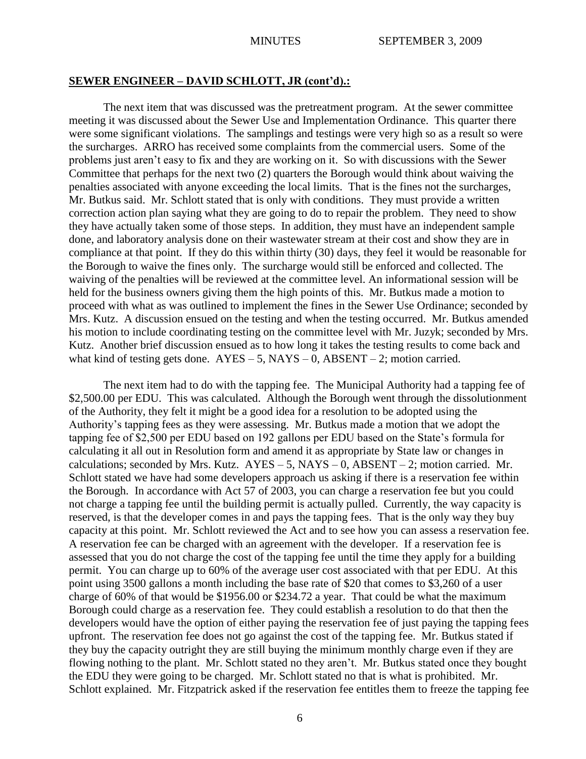**SEWER ENGINEER – DAVID SCHLOTT, JR (cont'd).:**

The next item that was discussed was the pretreatment program. At the sewer committee meeting it was discussed about the Sewer Use and Implementation Ordinance. This quarter there were some significant violations. The samplings and testings were very high so as a result so were the surcharges. ARRO has received some complaints from the commercial users. Some of the problems just aren't easy to fix and they are working on it. So with discussions with the Sewer Committee that perhaps for the next two (2) quarters the Borough would think about waiving the penalties associated with anyone exceeding the local limits. That is the fines not the surcharges, Mr. Butkus said. Mr. Schlott stated that is only with conditions. They must provide a written correction action plan saying what they are going to do to repair the problem. They need to show they have actually taken some of those steps. In addition, they must have an independent sample done, and laboratory analysis done on their wastewater stream at their cost and show they are in compliance at that point. If they do this within thirty (30) days, they feel it would be reasonable for the Borough to waive the fines only. The surcharge would still be enforced and collected. The waiving of the penalties will be reviewed at the committee level. An informational session will be held for the business owners giving them the high points of this. Mr. Butkus made a motion to proceed with what as was outlined to implement the fines in the Sewer Use Ordinance; seconded by Mrs. Kutz. A discussion ensued on the testing and when the testing occurred. Mr. Butkus amended his motion to include coordinating testing on the committee level with Mr. Juzyk; seconded by Mrs. Kutz. Another brief discussion ensued as to how long it takes the testing results to come back and what kind of testing gets done. AYES – 5, NAYS – 0, ABSENT – 2; motion carried.

The next item had to do with the tapping fee. The Municipal Authority had a tapping fee of $2,500.00 per EDU. This was calculated. Although the Borough went through the dissolutionment of the Authority, they felt it might be a good idea for a resolution to be adopted using the Authority's tapping fees as they were assessing. Mr. Butkus made a motion that we adopt the tapping fee of $2,500 per EDU based on 192 gallons per EDU based on the State's formula for calculating it all out in Resolution form and amend it as appropriate by State law or changes in calculations; seconded by Mrs. Kutz. AYES – 5, NAYS – 0, ABSENT – 2; motion carried. Mr. Schlott stated we have had some developers approach us asking if there is a reservation fee within the Borough. In accordance with Act 57 of 2003, you can charge a reservation fee but you could not charge a tapping fee until the building permit is actually pulled. Currently, the way capacity is reserved, is that the developer comes in and pays the tapping fees. That is the only way they buy capacity at this point. Mr. Schlott reviewed the Act and to see how you can assess a reservation fee. A reservation fee can be charged with an agreement with the developer. If a reservation fee is assessed that you do not charge the cost of the tapping fee until the time they apply for a building permit. You can charge up to 60% of the average user cost associated with that per EDU. At this point using 3500 gallons a month including the base rate of $20 that comes to $3,260 of a user charge of 60% of that would be $1956.00 or $234.72 a year. That could be what the maximum Borough could charge as a reservation fee. They could establish a resolution to do that then the developers would have the option of either paying the reservation fee of just paying the tapping fees upfront. The reservation fee does not go against the cost of the tapping fee. Mr. Butkus stated if they buy the capacity outright they are still buying the minimum monthly charge even if they are flowing nothing to the plant. Mr. Schlott stated no they aren't. Mr. Butkus stated once they bought the EDU they were going to be charged. Mr. Schlott stated no that is what is prohibited. Mr. Schlott explained. Mr. Fitzpatrick asked if the reservation fee entitles them to freeze the tapping fee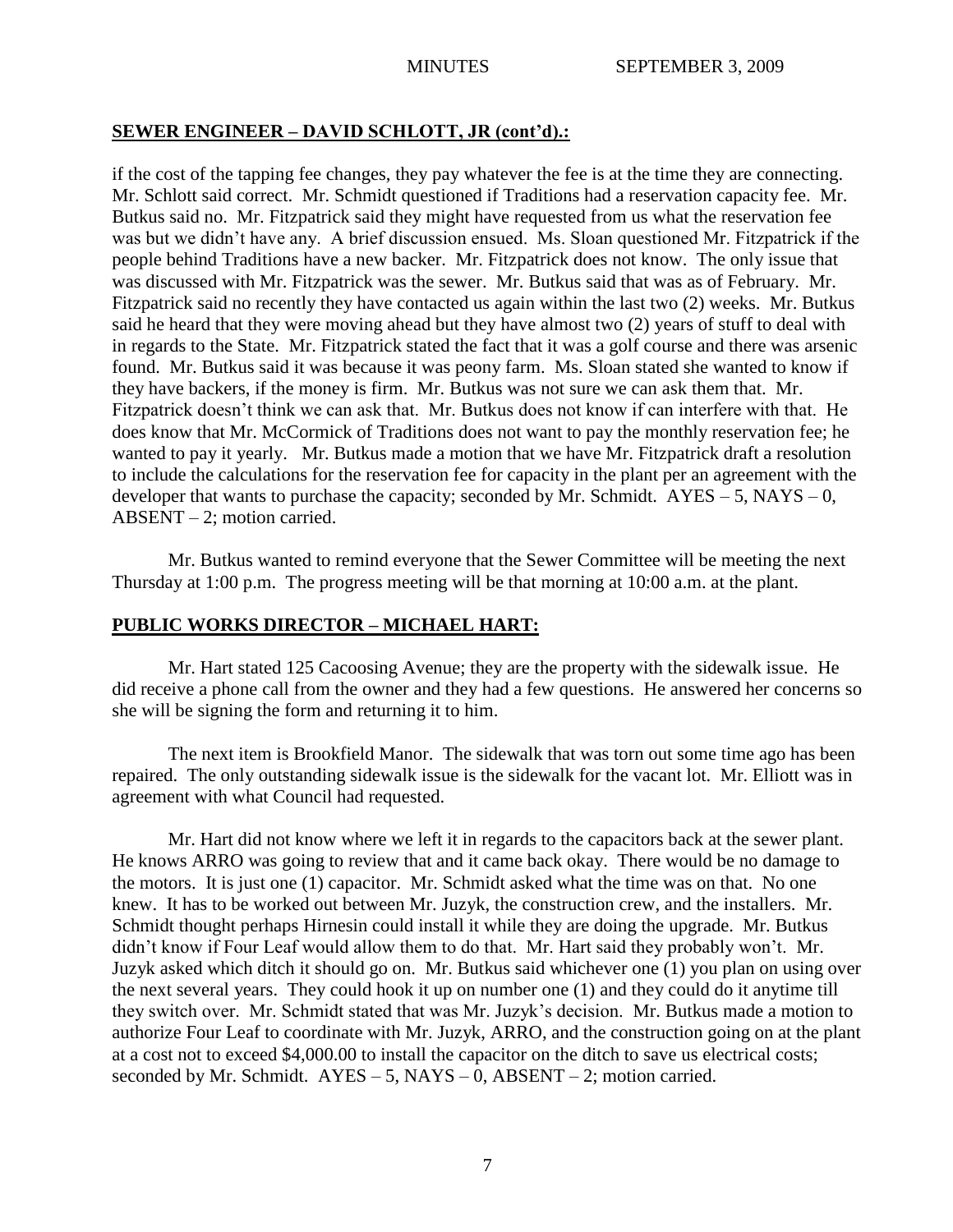## SEWER ENGINEER – DAVID SCHLOTT, JR (cont'd).:

if the cost of the tapping fee changes, they pay whatever the fee is at the time they are connecting. Mr. Schlott said correct. Mr. Schmidt questioned if Traditions had a reservation capacity fee. Mr. Butkus said no. Mr. Fitzpatrick said they might have requested from us what the reservation fee was but we didn't have any. A brief discussion ensued. Ms. Sloan questioned Mr. Fitzpatrick if the people behind Traditions have a new backer. Mr. Fitzpatrick does not know. The only issue that was discussed with Mr. Fitzpatrick was the sewer. Mr. Butkus said that was as of February. Mr. Fitzpatrick said no recently they have contacted us again within the last two (2) weeks. Mr. Butkus said he heard that they were moving ahead but they have almost two (2) years of stuff to deal with in regards to the State. Mr. Fitzpatrick stated the fact that it was a golf course and there was arsenic found. Mr. Butkus said it was because it was peony farm. Ms. Sloan stated she wanted to know if they have backers, if the money is firm. Mr. Butkus was not sure we can ask them that. Mr. Fitzpatrick doesn't think we can ask that. Mr. Butkus does not know if can interfere with that. He does know that Mr. McCormick of Traditions does not want to pay the monthly reservation fee; he wanted to pay it yearly. Mr. Butkus made a motion that we have Mr. Fitzpatrick draft a resolution to include the calculations for the reservation fee for capacity in the plant per an agreement with the developer that wants to purchase the capacity; seconded by Mr. Schmidt. AYES – 5, NAYS – 0, ABSENT – 2; motion carried.

Mr. Butkus wanted to remind everyone that the Sewer Committee will be meeting the next Thursday at 1:00 p.m. The progress meeting will be that morning at 10:00 a.m. at the plant.

## PUBLIC WORKS DIRECTOR – MICHAEL HART:

Mr. Hart stated 125 Cacoosing Avenue; they are the property with the sidewalk issue. He did receive a phone call from the owner and they had a few questions. He answered her concerns so she will be signing the form and returning it to him.

The next item is Brookfield Manor. The sidewalk that was torn out some time ago has been repaired. The only outstanding sidewalk issue is the sidewalk for the vacant lot. Mr. Elliott was in agreement with what Council had requested.

Mr. Hart did not know where we left it in regards to the capacitors back at the sewer plant. He knows ARRO was going to review that and it came back okay. There would be no damage to the motors. It is just one (1) capacitor. Mr. Schmidt asked what the time was on that. No one knew. It has to be worked out between Mr. Juzyk, the construction crew, and the installers. Mr. Schmidt thought perhaps Hirnesin could install it while they are doing the upgrade. Mr. Butkus didn't know if Four Leaf would allow them to do that. Mr. Hart said they probably won't. Mr. Juzyk asked which ditch it should go on. Mr. Butkus said whichever one (1) you plan on using over the next several years. They could hook it up on number one (1) and they could do it anytime till they switch over. Mr. Schmidt stated that was Mr. Juzyk's decision. Mr. Butkus made a motion to authorize Four Leaf to coordinate with Mr. Juzyk, ARRO, and the construction going on at the plant at a cost not to exceed $4,000.00 to install the capacitor on the ditch to save us electrical costs; seconded by Mr. Schmidt. AYES – 5, NAYS – 0, ABSENT – 2; motion carried.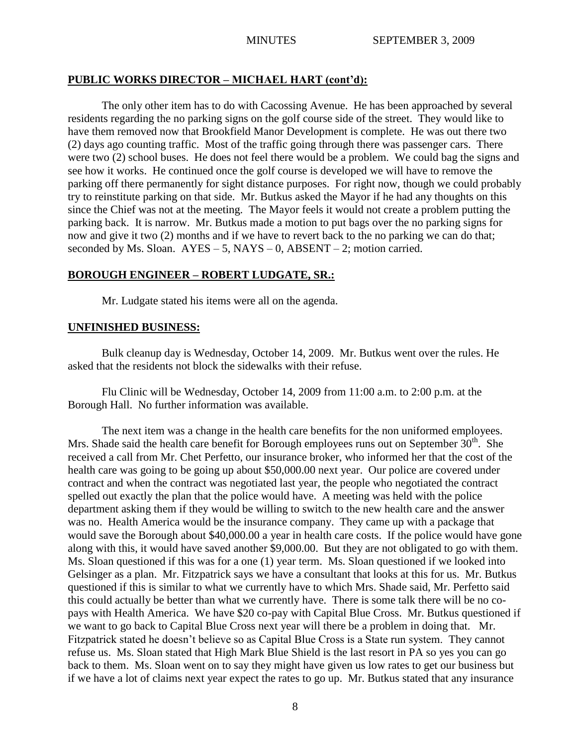## PUBLIC WORKS DIRECTOR – MICHAEL HART (cont'd):

The only other item has to do with Cacossing Avenue. He has been approached by several residents regarding the no parking signs on the golf course side of the street. They would like to have them removed now that Brookfield Manor Development is complete. He was out there two (2) days ago counting traffic. Most of the traffic going through there was passenger cars. There were two (2) school buses. He does not feel there would be a problem. We could bag the signs and see how it works. He continued once the golf course is developed we will have to remove the parking off there permanently for sight distance purposes. For right now, though we could probably try to reinstitute parking on that side. Mr. Butkus asked the Mayor if he had any thoughts on this since the Chief was not at the meeting. The Mayor feels it would not create a problem putting the parking back. It is narrow. Mr. Butkus made a motion to put bags over the no parking signs for now and give it two (2) months and if we have to revert back to the no parking we can do that; seconded by Ms. Sloan. AYES – 5, NAYS – 0, ABSENT – 2; motion carried.

## BOROUGH ENGINEER – ROBERT LUDGATE, SR.:

Mr. Ludgate stated his items were all on the agenda.

## UNFINISHED BUSINESS:

Bulk cleanup day is Wednesday, October 14, 2009. Mr. Butkus went over the rules. He asked that the residents not block the sidewalks with their refuse.

Flu Clinic will be Wednesday, October 14, 2009 from 11:00 a.m. to 2:00 p.m. at the Borough Hall. No further information was available.

The next item was a change in the health care benefits for the non uniformed employees. Mrs. Shade said the health care benefit for Borough employees runs out on September 30th. She received a call from Mr. Chet Perfetto, our insurance broker, who informed her that the cost of the health care was going to be going up about $50,000.00 next year. Our police are covered under contract and when the contract was negotiated last year, the people who negotiated the contract spelled out exactly the plan that the police would have. A meeting was held with the police department asking them if they would be willing to switch to the new health care and the answer was no. Health America would be the insurance company. They came up with a package that would save the Borough about $40,000.00 a year in health care costs. If the police would have gone along with this, it would have saved another $9,000.00. But they are not obligated to go with them. Ms. Sloan questioned if this was for a one (1) year term. Ms. Sloan questioned if we looked into Gelsinger as a plan. Mr. Fitzpatrick says we have a consultant that looks at this for us. Mr. Butkus questioned if this is similar to what we currently have to which Mrs. Shade said, Mr. Perfetto said this could actually be better than what we currently have. There is some talk there will be no co-pays with Health America. We have $20 co-pay with Capital Blue Cross. Mr. Butkus questioned if we want to go back to Capital Blue Cross next year will there be a problem in doing that. Mr. Fitzpatrick stated he doesn't believe so as Capital Blue Cross is a State run system. They cannot refuse us. Ms. Sloan stated that High Mark Blue Shield is the last resort in PA so yes you can go back to them. Ms. Sloan went on to say they might have given us low rates to get our business but if we have a lot of claims next year expect the rates to go up. Mr. Butkus stated that any insurance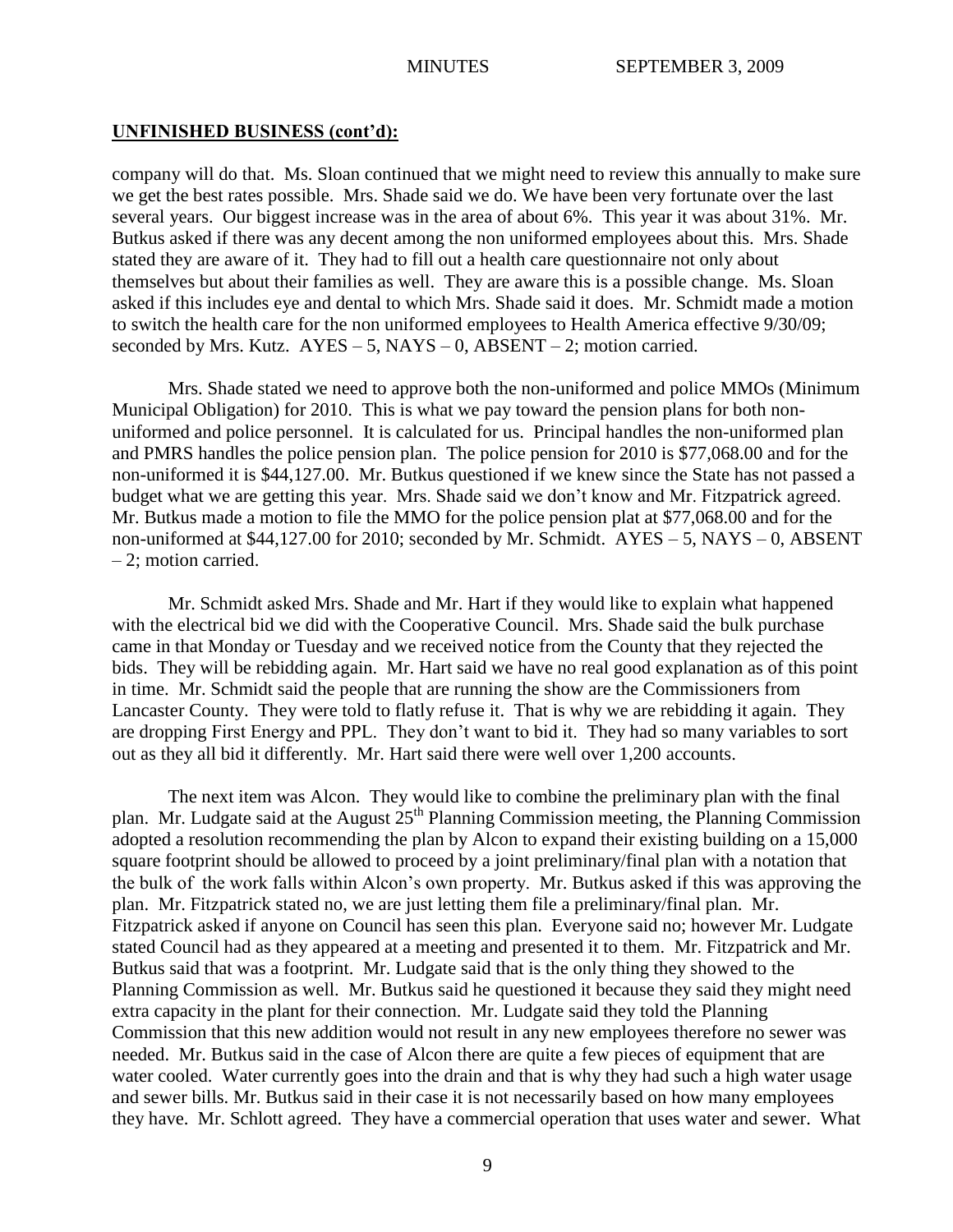## UNFINISHED BUSINESS (cont'd):

company will do that. Ms. Sloan continued that we might need to review this annually to make sure we get the best rates possible. Mrs. Shade said we do. We have been very fortunate over the last several years. Our biggest increase was in the area of about 6%. This year it was about 31%. Mr. Butkus asked if there was any decent among the non uniformed employees about this. Mrs. Shade stated they are aware of it. They had to fill out a health care questionnaire not only about themselves but about their families as well. They are aware this is a possible change. Ms. Sloan asked if this includes eye and dental to which Mrs. Shade said it does. Mr. Schmidt made a motion to switch the health care for the non uniformed employees to Health America effective 9/30/09; seconded by Mrs. Kutz. AYES – 5, NAYS – 0, ABSENT – 2; motion carried.

Mrs. Shade stated we need to approve both the non-uniformed and police MMOs (Minimum Municipal Obligation) for 2010. This is what we pay toward the pension plans for both non-uniformed and police personnel. It is calculated for us. Principal handles the non-uniformed plan and PMRS handles the police pension plan. The police pension for 2010 is $77,068.00 and for the non-uniformed it is $44,127.00. Mr. Butkus questioned if we knew since the State has not passed a budget what we are getting this year. Mrs. Shade said we don't know and Mr. Fitzpatrick agreed. Mr. Butkus made a motion to file the MMO for the police pension plat at $77,068.00 and for the non-uniformed at $44,127.00 for 2010; seconded by Mr. Schmidt. AYES – 5, NAYS – 0, ABSENT – 2; motion carried.

Mr. Schmidt asked Mrs. Shade and Mr. Hart if they would like to explain what happened with the electrical bid we did with the Cooperative Council. Mrs. Shade said the bulk purchase came in that Monday or Tuesday and we received notice from the County that they rejected the bids. They will be rebidding again. Mr. Hart said we have no real good explanation as of this point in time. Mr. Schmidt said the people that are running the show are the Commissioners from Lancaster County. They were told to flatly refuse it. That is why we are rebidding it again. They are dropping First Energy and PPL. They don't want to bid it. They had so many variables to sort out as they all bid it differently. Mr. Hart said there were well over 1,200 accounts.

The next item was Alcon. They would like to combine the preliminary plan with the final plan. Mr. Ludgate said at the August 25th Planning Commission meeting, the Planning Commission adopted a resolution recommending the plan by Alcon to expand their existing building on a 15,000 square footprint should be allowed to proceed by a joint preliminary/final plan with a notation that the bulk of the work falls within Alcon's own property. Mr. Butkus asked if this was approving the plan. Mr. Fitzpatrick stated no, we are just letting them file a preliminary/final plan. Mr. Fitzpatrick asked if anyone on Council has seen this plan. Everyone said no; however Mr. Ludgate stated Council had as they appeared at a meeting and presented it to them. Mr. Fitzpatrick and Mr. Butkus said that was a footprint. Mr. Ludgate said that is the only thing they showed to the Planning Commission as well. Mr. Butkus said he questioned it because they said they might need extra capacity in the plant for their connection. Mr. Ludgate said they told the Planning Commission that this new addition would not result in any new employees therefore no sewer was needed. Mr. Butkus said in the case of Alcon there are quite a few pieces of equipment that are water cooled. Water currently goes into the drain and that is why they had such a high water usage and sewer bills. Mr. Butkus said in their case it is not necessarily based on how many employees they have. Mr. Schlott agreed. They have a commercial operation that uses water and sewer. What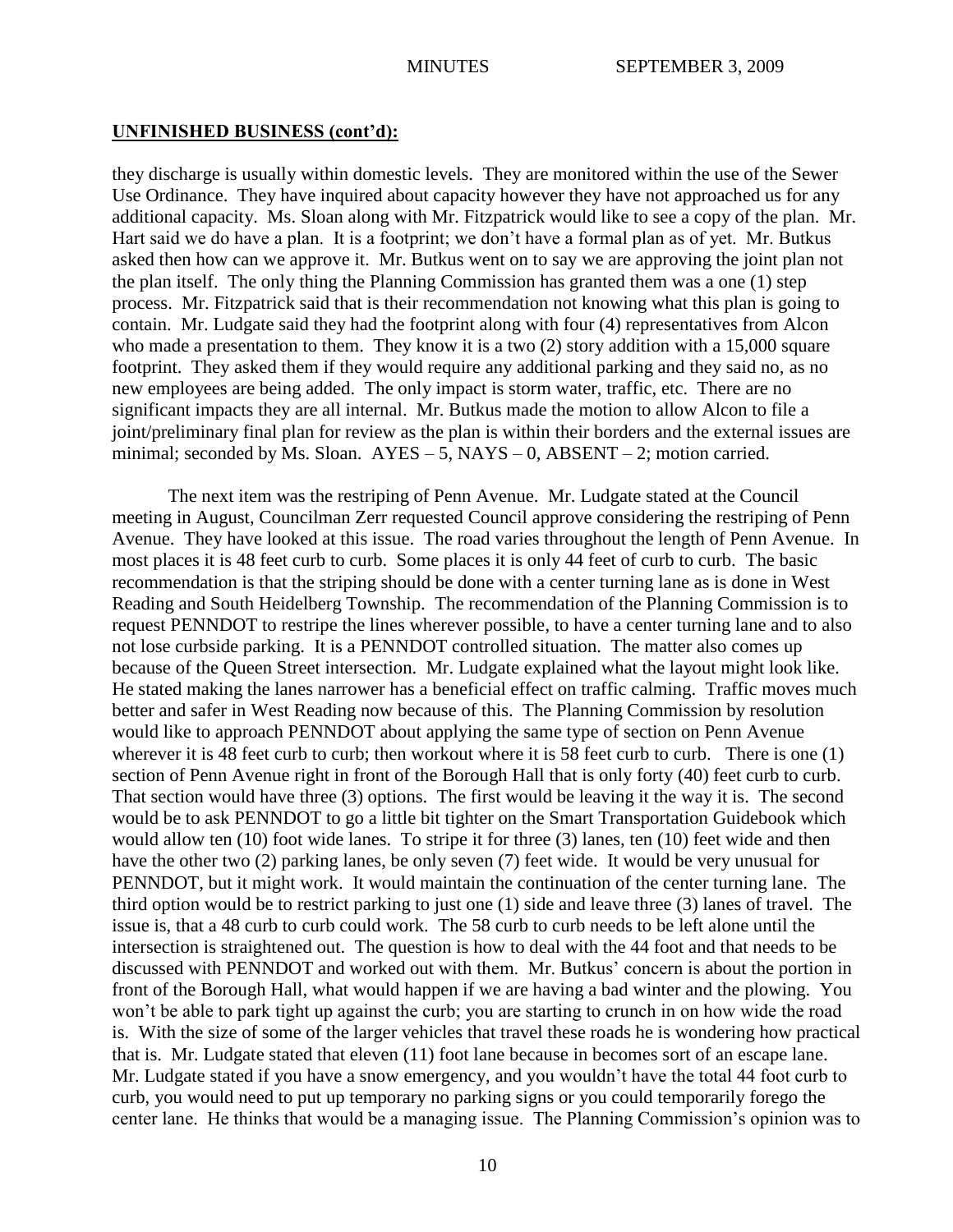**UNFINISHED BUSINESS (cont'd):**

they discharge is usually within domestic levels. They are monitored within the use of the Sewer Use Ordinance. They have inquired about capacity however they have not approached us for any additional capacity. Ms. Sloan along with Mr. Fitzpatrick would like to see a copy of the plan. Mr. Hart said we do have a plan. It is a footprint; we don't have a formal plan as of yet. Mr. Butkus asked then how can we approve it. Mr. Butkus went on to say we are approving the joint plan not the plan itself. The only thing the Planning Commission has granted them was a one (1) step process. Mr. Fitzpatrick said that is their recommendation not knowing what this plan is going to contain. Mr. Ludgate said they had the footprint along with four (4) representatives from Alcon who made a presentation to them. They know it is a two (2) story addition with a 15,000 square footprint. They asked them if they would require any additional parking and they said no, as no new employees are being added. The only impact is storm water, traffic, etc. There are no significant impacts they are all internal. Mr. Butkus made the motion to allow Alcon to file a joint/preliminary final plan for review as the plan is within their borders and the external issues are minimal; seconded by Ms. Sloan. AYES – 5, NAYS – 0, ABSENT – 2; motion carried.

The next item was the restriping of Penn Avenue. Mr. Ludgate stated at the Council meeting in August, Councilman Zerr requested Council approve considering the restriping of Penn Avenue. They have looked at this issue. The road varies throughout the length of Penn Avenue. In most places it is 48 feet curb to curb. Some places it is only 44 feet of curb to curb. The basic recommendation is that the striping should be done with a center turning lane as is done in West Reading and South Heidelberg Township. The recommendation of the Planning Commission is to request PENNDOT to restripe the lines wherever possible, to have a center turning lane and to also not lose curbside parking. It is a PENNDOT controlled situation. The matter also comes up because of the Queen Street intersection. Mr. Ludgate explained what the layout might look like. He stated making the lanes narrower has a beneficial effect on traffic calming. Traffic moves much better and safer in West Reading now because of this. The Planning Commission by resolution would like to approach PENNDOT about applying the same type of section on Penn Avenue wherever it is 48 feet curb to curb; then workout where it is 58 feet curb to curb. There is one (1) section of Penn Avenue right in front of the Borough Hall that is only forty (40) feet curb to curb. That section would have three (3) options. The first would be leaving it the way it is. The second would be to ask PENNDOT to go a little bit tighter on the Smart Transportation Guidebook which would allow ten (10) foot wide lanes. To stripe it for three (3) lanes, ten (10) feet wide and then have the other two (2) parking lanes, be only seven (7) feet wide. It would be very unusual for PENNDOT, but it might work. It would maintain the continuation of the center turning lane. The third option would be to restrict parking to just one (1) side and leave three (3) lanes of travel. The issue is, that a 48 curb to curb could work. The 58 curb to curb needs to be left alone until the intersection is straightened out. The question is how to deal with the 44 foot and that needs to be discussed with PENNDOT and worked out with them. Mr. Butkus' concern is about the portion in front of the Borough Hall, what would happen if we are having a bad winter and the plowing. You won't be able to park tight up against the curb; you are starting to crunch in on how wide the road is. With the size of some of the larger vehicles that travel these roads he is wondering how practical that is. Mr. Ludgate stated that eleven (11) foot lane because in becomes sort of an escape lane. Mr. Ludgate stated if you have a snow emergency, and you wouldn't have the total 44 foot curb to curb, you would need to put up temporary no parking signs or you could temporarily forego the center lane. He thinks that would be a managing issue. The Planning Commission's opinion was to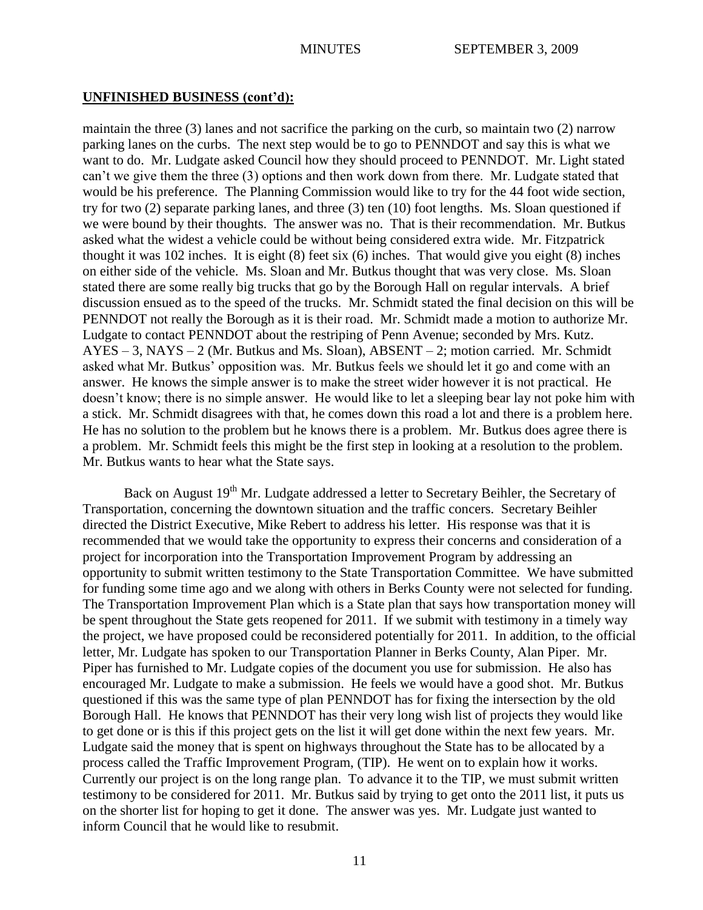**UNFINISHED BUSINESS (cont'd):**

maintain the three (3) lanes and not sacrifice the parking on the curb, so maintain two (2) narrow parking lanes on the curbs. The next step would be to go to PENNDOT and say this is what we want to do. Mr. Ludgate asked Council how they should proceed to PENNDOT. Mr. Light stated can't we give them the three (3) options and then work down from there. Mr. Ludgate stated that would be his preference. The Planning Commission would like to try for the 44 foot wide section, try for two (2) separate parking lanes, and three (3) ten (10) foot lengths. Ms. Sloan questioned if we were bound by their thoughts. The answer was no. That is their recommendation. Mr. Butkus asked what the widest a vehicle could be without being considered extra wide. Mr. Fitzpatrick thought it was 102 inches. It is eight (8) feet six (6) inches. That would give you eight (8) inches on either side of the vehicle. Ms. Sloan and Mr. Butkus thought that was very close. Ms. Sloan stated there are some really big trucks that go by the Borough Hall on regular intervals. A brief discussion ensued as to the speed of the trucks. Mr. Schmidt stated the final decision on this will be PENNDOT not really the Borough as it is their road. Mr. Schmidt made a motion to authorize Mr. Ludgate to contact PENNDOT about the restriping of Penn Avenue; seconded by Mrs. Kutz. AYES – 3, NAYS – 2 (Mr. Butkus and Ms. Sloan), ABSENT – 2; motion carried. Mr. Schmidt asked what Mr. Butkus' opposition was. Mr. Butkus feels we should let it go and come with an answer. He knows the simple answer is to make the street wider however it is not practical. He doesn't know; there is no simple answer. He would like to let a sleeping bear lay not poke him with a stick. Mr. Schmidt disagrees with that, he comes down this road a lot and there is a problem here. He has no solution to the problem but he knows there is a problem. Mr. Butkus does agree there is a problem. Mr. Schmidt feels this might be the first step in looking at a resolution to the problem. Mr. Butkus wants to hear what the State says.

Back on August 19th Mr. Ludgate addressed a letter to Secretary Beihler, the Secretary of Transportation, concerning the downtown situation and the traffic concers. Secretary Beihler directed the District Executive, Mike Rebert to address his letter. His response was that it is recommended that we would take the opportunity to express their concerns and consideration of a project for incorporation into the Transportation Improvement Program by addressing an opportunity to submit written testimony to the State Transportation Committee. We have submitted for funding some time ago and we along with others in Berks County were not selected for funding. The Transportation Improvement Plan which is a State plan that says how transportation money will be spent throughout the State gets reopened for 2011. If we submit with testimony in a timely way the project, we have proposed could be reconsidered potentially for 2011. In addition, to the official letter, Mr. Ludgate has spoken to our Transportation Planner in Berks County, Alan Piper. Mr. Piper has furnished to Mr. Ludgate copies of the document you use for submission. He also has encouraged Mr. Ludgate to make a submission. He feels we would have a good shot. Mr. Butkus questioned if this was the same type of plan PENNDOT has for fixing the intersection by the old Borough Hall. He knows that PENNDOT has their very long wish list of projects they would like to get done or is this if this project gets on the list it will get done within the next few years. Mr. Ludgate said the money that is spent on highways throughout the State has to be allocated by a process called the Traffic Improvement Program, (TIP). He went on to explain how it works. Currently our project is on the long range plan. To advance it to the TIP, we must submit written testimony to be considered for 2011. Mr. Butkus said by trying to get onto the 2011 list, it puts us on the shorter list for hoping to get it done. The answer was yes. Mr. Ludgate just wanted to inform Council that he would like to resubmit.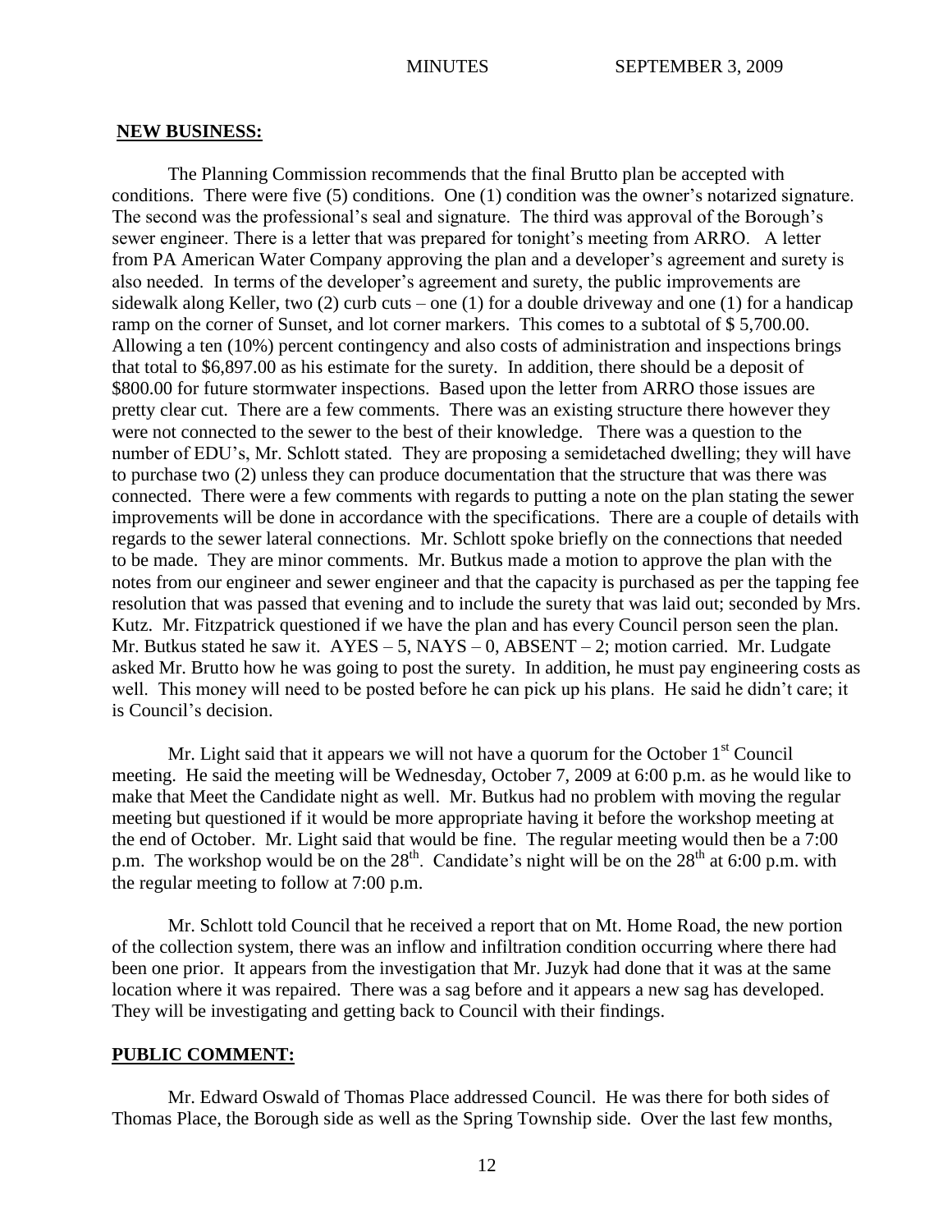**NEW BUSINESS:**

The Planning Commission recommends that the final Brutto plan be accepted with conditions. There were five (5) conditions. One (1) condition was the owner's notarized signature. The second was the professional's seal and signature. The third was approval of the Borough's sewer engineer. There is a letter that was prepared for tonight's meeting from ARRO. A letter from PA American Water Company approving the plan and a developer's agreement and surety is also needed. In terms of the developer's agreement and surety, the public improvements are sidewalk along Keller, two (2) curb cuts – one (1) for a double driveway and one (1) for a handicap ramp on the corner of Sunset, and lot corner markers. This comes to a subtotal of $ 5,700.00. Allowing a ten (10%) percent contingency and also costs of administration and inspections brings that total to $6,897.00 as his estimate for the surety. In addition, there should be a deposit of $800.00 for future stormwater inspections. Based upon the letter from ARRO those issues are pretty clear cut. There are a few comments. There was an existing structure there however they were not connected to the sewer to the best of their knowledge. There was a question to the number of EDU's, Mr. Schlott stated. They are proposing a semidetached dwelling; they will have to purchase two (2) unless they can produce documentation that the structure that was there was connected. There were a few comments with regards to putting a note on the plan stating the sewer improvements will be done in accordance with the specifications. There are a couple of details with regards to the sewer lateral connections. Mr. Schlott spoke briefly on the connections that needed to be made. They are minor comments. Mr. Butkus made a motion to approve the plan with the notes from our engineer and sewer engineer and that the capacity is purchased as per the tapping fee resolution that was passed that evening and to include the surety that was laid out; seconded by Mrs. Kutz. Mr. Fitzpatrick questioned if we have the plan and has every Council person seen the plan. Mr. Butkus stated he saw it. AYES – 5, NAYS – 0, ABSENT – 2; motion carried. Mr. Ludgate asked Mr. Brutto how he was going to post the surety. In addition, he must pay engineering costs as well. This money will need to be posted before he can pick up his plans. He said he didn't care; it is Council's decision.

Mr. Light said that it appears we will not have a quorum for the October 1st Council meeting. He said the meeting will be Wednesday, October 7, 2009 at 6:00 p.m. as he would like to make that Meet the Candidate night as well. Mr. Butkus had no problem with moving the regular meeting but questioned if it would be more appropriate having it before the workshop meeting at the end of October. Mr. Light said that would be fine. The regular meeting would then be a 7:00 p.m. The workshop would be on the 28th. Candidate's night will be on the 28th at 6:00 p.m. with the regular meeting to follow at 7:00 p.m.

Mr. Schlott told Council that he received a report that on Mt. Home Road, the new portion of the collection system, there was an inflow and infiltration condition occurring where there had been one prior. It appears from the investigation that Mr. Juzyk had done that it was at the same location where it was repaired. There was a sag before and it appears a new sag has developed. They will be investigating and getting back to Council with their findings.

**PUBLIC COMMENT:**

Mr. Edward Oswald of Thomas Place addressed Council. He was there for both sides of Thomas Place, the Borough side as well as the Spring Township side. Over the last few months,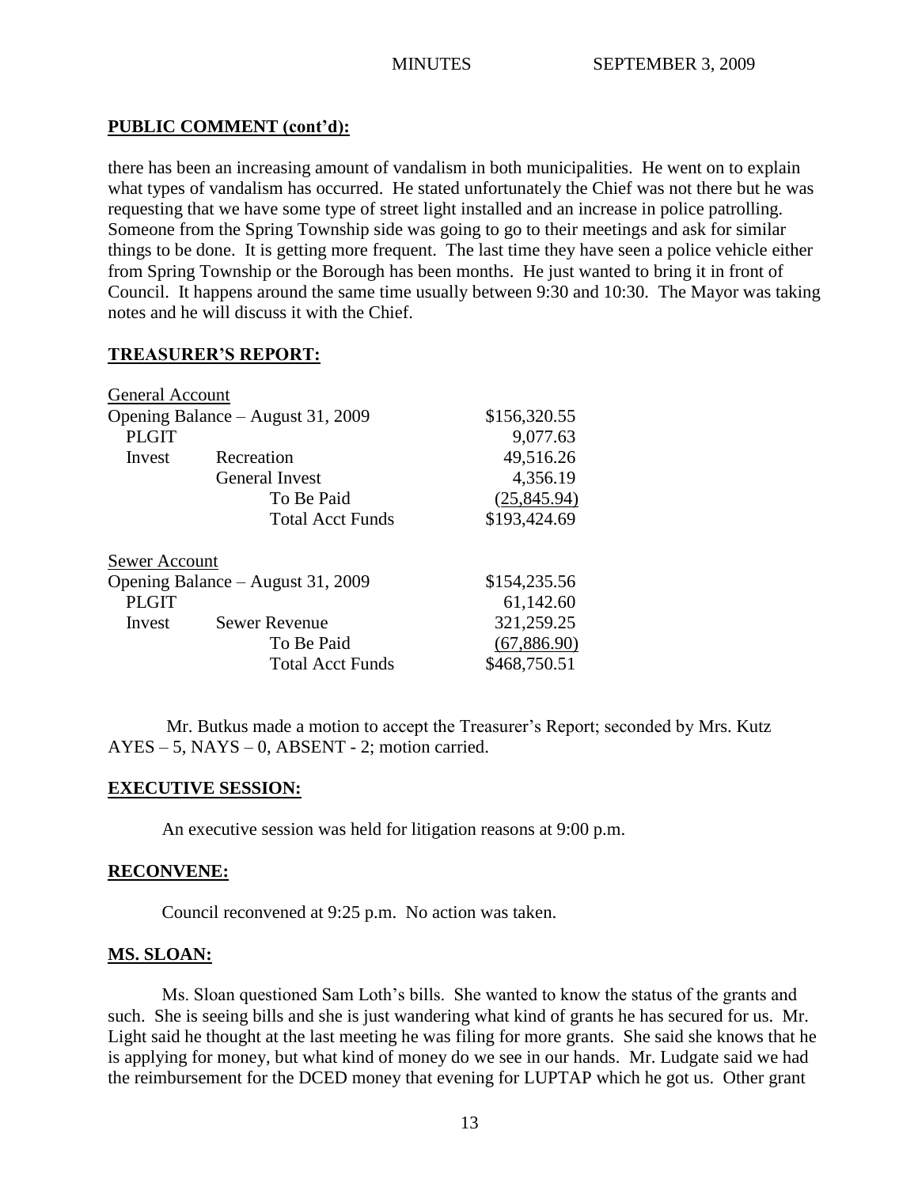## PUBLIC COMMENT (cont'd):

there has been an increasing amount of vandalism in both municipalities. He went on to explain what types of vandalism has occurred. He stated unfortunately the Chief was not there but he was requesting that we have some type of street light installed and an increase in police patrolling. Someone from the Spring Township side was going to go to their meetings and ask for similar things to be done. It is getting more frequent. The last time they have seen a police vehicle either from Spring Township or the Borough has been months. He just wanted to bring it in front of Council. It happens around the same time usually between 9:30 and 10:30. The Mayor was taking notes and he will discuss it with the Chief.

## TREASURER'S REPORT:

| General Account | | |
|---|---|---|
| Opening Balance – August 31, 2009 | | $156,320.55 |
| PLGIT | | 9,077.63 |
| Invest | Recreation | 49,516.26 |
| | General Invest | 4,356.19 |
| | To Be Paid | (25,845.94) |
| | Total Acct Funds | $193,424.69 |

| Sewer Account | | |
|---|---|---|
| Opening Balance – August 31, 2009 | | $154,235.56 |
| PLGIT | | 61,142.60 |
| Invest | Sewer Revenue | 321,259.25 |
| | To Be Paid | (67,886.90) |
| | Total Acct Funds | $468,750.51 |

Mr. Butkus made a motion to accept the Treasurer's Report; seconded by Mrs. Kutz AYES – 5, NAYS – 0, ABSENT - 2; motion carried.

## EXECUTIVE SESSION:

An executive session was held for litigation reasons at 9:00 p.m.

## RECONVENE:

Council reconvened at 9:25 p.m. No action was taken.

## MS. SLOAN:

Ms. Sloan questioned Sam Loth's bills. She wanted to know the status of the grants and such. She is seeing bills and she is just wandering what kind of grants he has secured for us. Mr. Light said he thought at the last meeting he was filing for more grants. She said she knows that he is applying for money, but what kind of money do we see in our hands. Mr. Ludgate said we had the reimbursement for the DCED money that evening for LUPTAP which he got us. Other grant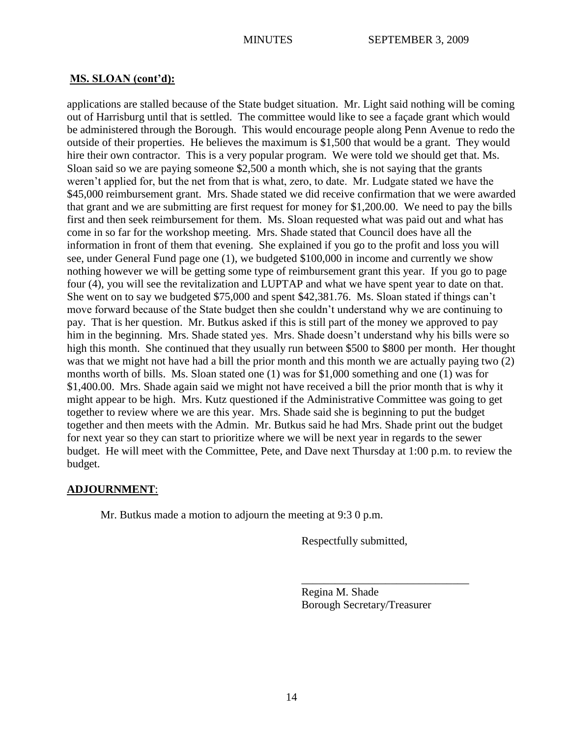**MS. SLOAN (cont'd):**

applications are stalled because of the State budget situation. Mr. Light said nothing will be coming out of Harrisburg until that is settled. The committee would like to see a façade grant which would be administered through the Borough. This would encourage people along Penn Avenue to redo the outside of their properties. He believes the maximum is $1,500 that would be a grant. They would hire their own contractor. This is a very popular program. We were told we should get that. Ms. Sloan said so we are paying someone $2,500 a month which, she is not saying that the grants weren't applied for, but the net from that is what, zero, to date. Mr. Ludgate stated we have the $45,000 reimbursement grant. Mrs. Shade stated we did receive confirmation that we were awarded that grant and we are submitting are first request for money for $1,200.00. We need to pay the bills first and then seek reimbursement for them. Ms. Sloan requested what was paid out and what has come in so far for the workshop meeting. Mrs. Shade stated that Council does have all the information in front of them that evening. She explained if you go to the profit and loss you will see, under General Fund page one (1), we budgeted $100,000 in income and currently we show nothing however we will be getting some type of reimbursement grant this year. If you go to page four (4), you will see the revitalization and LUPTAP and what we have spent year to date on that. She went on to say we budgeted $75,000 and spent $42,381.76. Ms. Sloan stated if things can't move forward because of the State budget then she couldn't understand why we are continuing to pay. That is her question. Mr. Butkus asked if this is still part of the money we approved to pay him in the beginning. Mrs. Shade stated yes. Mrs. Shade doesn't understand why his bills were so high this month. She continued that they usually run between $500 to $800 per month. Her thought was that we might not have had a bill the prior month and this month we are actually paying two (2) months worth of bills. Ms. Sloan stated one (1) was for $1,000 something and one (1) was for $1,400.00. Mrs. Shade again said we might not have received a bill the prior month that is why it might appear to be high. Mrs. Kutz questioned if the Administrative Committee was going to get together to review where we are this year. Mrs. Shade said she is beginning to put the budget together and then meets with the Admin. Mr. Butkus said he had Mrs. Shade print out the budget for next year so they can start to prioritize where we will be next year in regards to the sewer budget. He will meet with the Committee, Pete, and Dave next Thursday at 1:00 p.m. to review the budget.

**ADJOURNMENT**:

Mr. Butkus made a motion to adjourn the meeting at 9:3 0 p.m.

Respectfully submitted,

_______________________________

Regina M. Shade
Borough Secretary/Treasurer